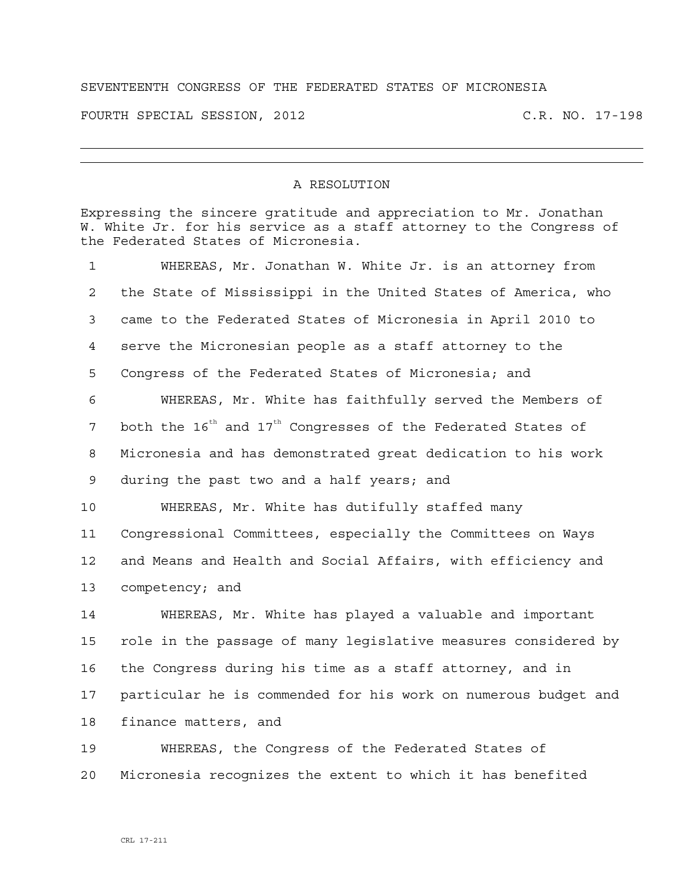SEVENTEENTH CONGRESS OF THE FEDERATED STATES OF MICRONESIA

FOURTH SPECIAL SESSION, 2012 C.R. NO. 17-198

---

## A RESOLUTION

Expressing the sincere gratitude and appreciation to Mr. Jonathan W. White Jr. for his service as a staff attorney to the Congress of the Federated States of Micronesia.

1 WHEREAS, Mr. Jonathan W. White Jr. is an attorney from
2 the State of Mississippi in the United States of America, who
3 came to the Federated States of Micronesia in April 2010 to
4 serve the Micronesian people as a staff attorney to the
5 Congress of the Federated States of Micronesia; and
6 WHEREAS, Mr. White has faithfully served the Members of
7 both the 16th and 17th Congresses of the Federated States of
8 Micronesia and has demonstrated great dedication to his work
9 during the past two and a half years; and
10 WHEREAS, Mr. White has dutifully staffed many
11 Congressional Committees, especially the Committees on Ways
12 and Means and Health and Social Affairs, with efficiency and
13 competency; and
14 WHEREAS, Mr. White has played a valuable and important
15 role in the passage of many legislative measures considered by
16 the Congress during his time as a staff attorney, and in
17 particular he is commended for his work on numerous budget and
18 finance matters, and
19 WHEREAS, the Congress of the Federated States of
20 Micronesia recognizes the extent to which it has benefited

CRL 17-211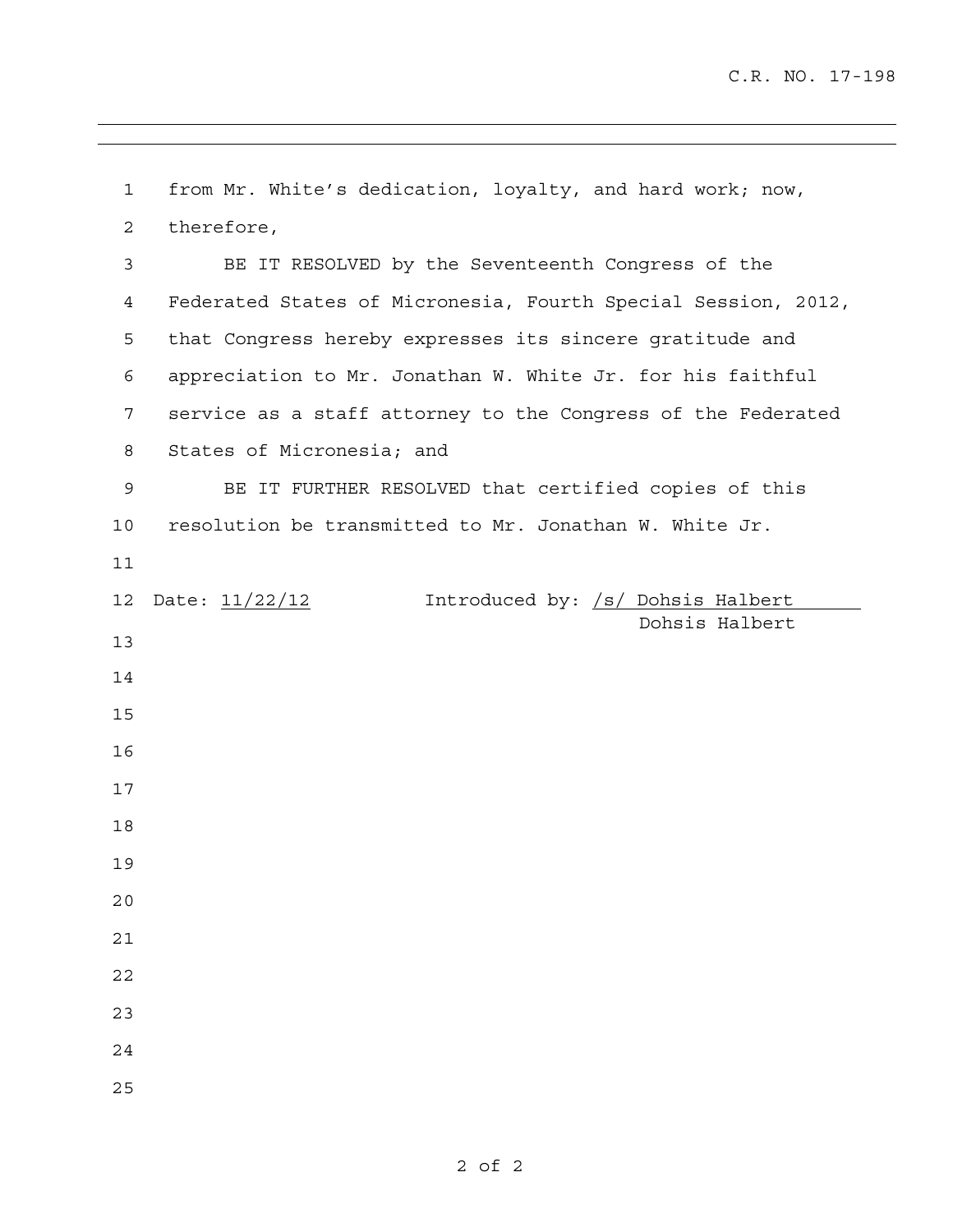from Mr. White's dedication, loyalty, and hard work; now, therefore,

BE IT RESOLVED by the Seventeenth Congress of the Federated States of Micronesia, Fourth Special Session, 2012, that Congress hereby expresses its sincere gratitude and appreciation to Mr. Jonathan W. White Jr. for his faithful service as a staff attorney to the Congress of the Federated States of Micronesia; and

BE IT FURTHER RESOLVED that certified copies of this resolution be transmitted to Mr. Jonathan W. White Jr.

Date: 11/22/12

Introduced by: /s/ Dohsis Halbert
Dohsis Halbert